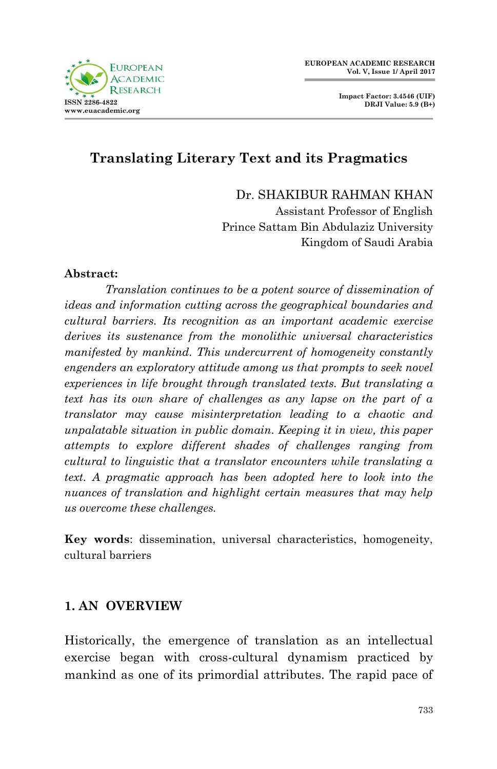# Translating Literary Text and its Pragmatics

Dr. SHAKIBUR RAHMAN KHAN
Assistant Professor of English
Prince Sattam Bin Abdulaziz University
Kingdom of Saudi Arabia

**Abstract:**

*Translation continues to be a potent source of dissemination of ideas and information cutting across the geographical boundaries and cultural barriers. Its recognition as an important academic exercise derives its sustenance from the monolithic universal characteristics manifested by mankind. This undercurrent of homogeneity constantly engenders an exploratory attitude among us that prompts to seek novel experiences in life brought through translated texts. But translating a text has its own share of challenges as any lapse on the part of a translator may cause misinterpretation leading to a chaotic and unpalatable situation in public domain. Keeping it in view, this paper attempts to explore different shades of challenges ranging from cultural to linguistic that a translator encounters while translating a text. A pragmatic approach has been adopted here to look into the nuances of translation and highlight certain measures that may help us overcome these challenges.*

**Key words**: dissemination, universal characteristics, homogeneity, cultural barriers

## 1. AN OVERVIEW

Historically, the emergence of translation as an intellectual exercise began with cross-cultural dynamism practiced by mankind as one of its primordial attributes. The rapid pace of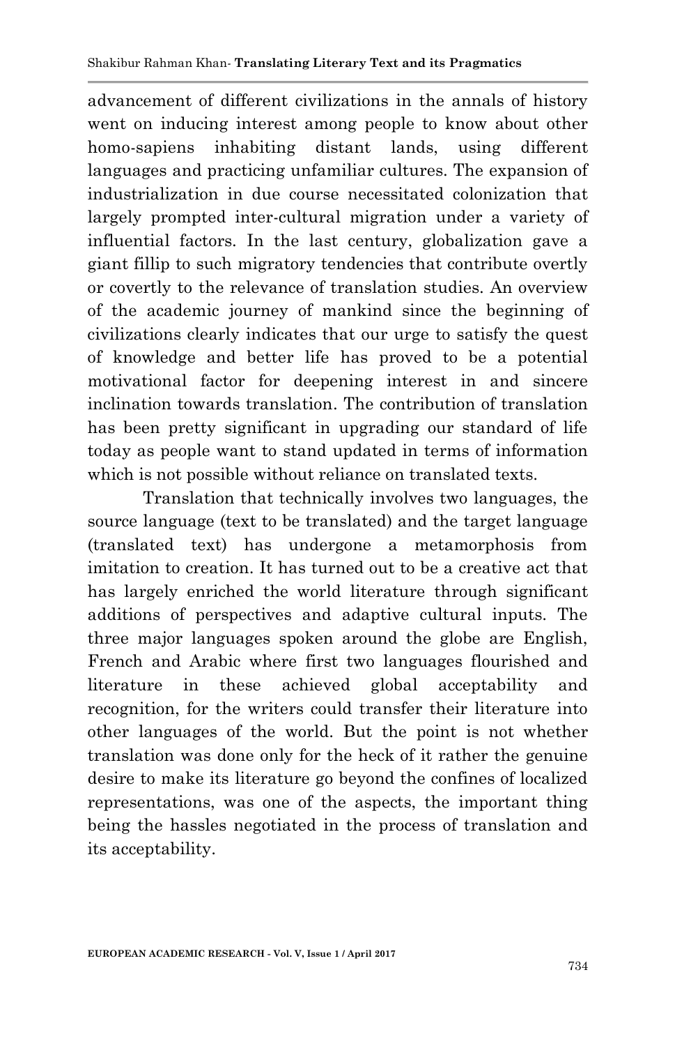advancement of different civilizations in the annals of history went on inducing interest among people to know about other homo-sapiens inhabiting distant lands, using different languages and practicing unfamiliar cultures. The expansion of industrialization in due course necessitated colonization that largely prompted inter-cultural migration under a variety of influential factors. In the last century, globalization gave a giant fillip to such migratory tendencies that contribute overtly or covertly to the relevance of translation studies. An overview of the academic journey of mankind since the beginning of civilizations clearly indicates that our urge to satisfy the quest of knowledge and better life has proved to be a potential motivational factor for deepening interest in and sincere inclination towards translation. The contribution of translation has been pretty significant in upgrading our standard of life today as people want to stand updated in terms of information which is not possible without reliance on translated texts.

Translation that technically involves two languages, the source language (text to be translated) and the target language (translated text) has undergone a metamorphosis from imitation to creation. It has turned out to be a creative act that has largely enriched the world literature through significant additions of perspectives and adaptive cultural inputs. The three major languages spoken around the globe are English, French and Arabic where first two languages flourished and literature in these achieved global acceptability and recognition, for the writers could transfer their literature into other languages of the world. But the point is not whether translation was done only for the heck of it rather the genuine desire to make its literature go beyond the confines of localized representations, was one of the aspects, the important thing being the hassles negotiated in the process of translation and its acceptability.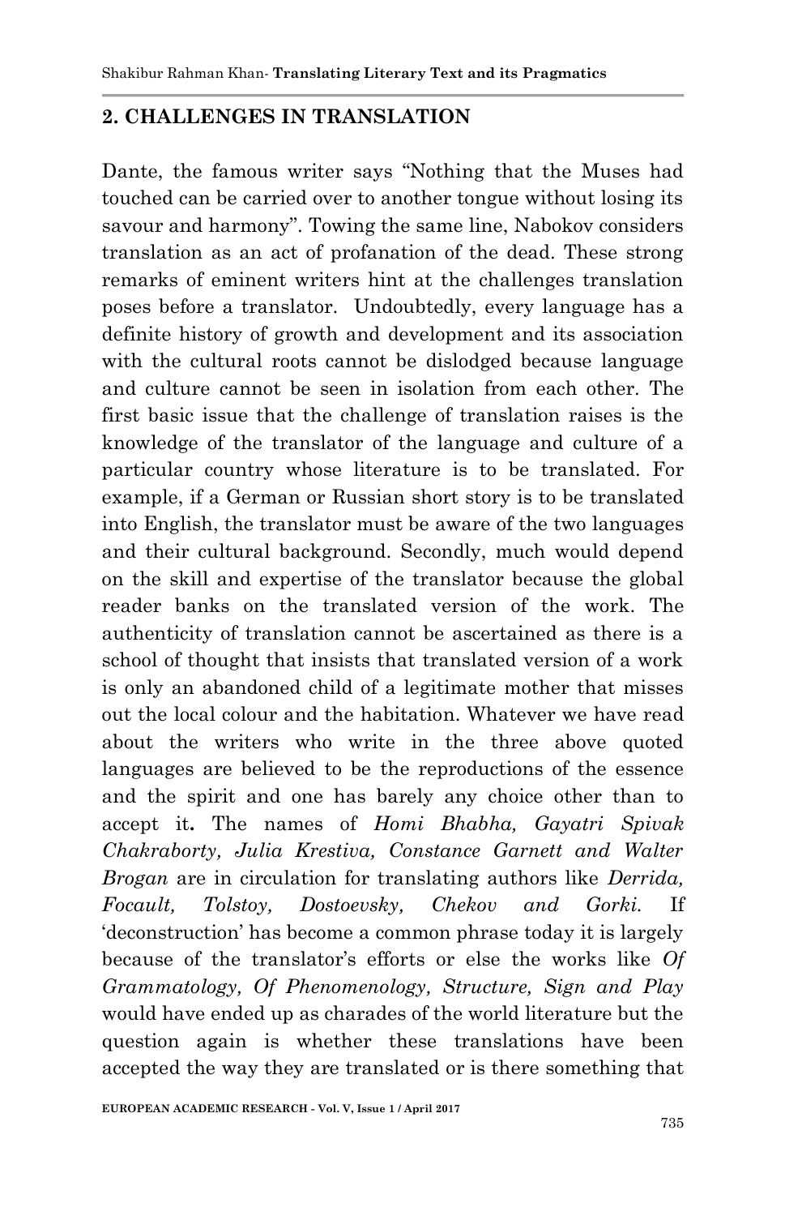## 2. CHALLENGES IN TRANSLATION

Dante, the famous writer says "Nothing that the Muses had touched can be carried over to another tongue without losing its savour and harmony". Towing the same line, Nabokov considers translation as an act of profanation of the dead. These strong remarks of eminent writers hint at the challenges translation poses before a translator. Undoubtedly, every language has a definite history of growth and development and its association with the cultural roots cannot be dislodged because language and culture cannot be seen in isolation from each other. The first basic issue that the challenge of translation raises is the knowledge of the translator of the language and culture of a particular country whose literature is to be translated. For example, if a German or Russian short story is to be translated into English, the translator must be aware of the two languages and their cultural background. Secondly, much would depend on the skill and expertise of the translator because the global reader banks on the translated version of the work. The authenticity of translation cannot be ascertained as there is a school of thought that insists that translated version of a work is only an abandoned child of a legitimate mother that misses out the local colour and the habitation. Whatever we have read about the writers who write in the three above quoted languages are believed to be the reproductions of the essence and the spirit and one has barely any choice other than to accept it**.** The names of *Homi Bhabha, Gayatri Spivak Chakraborty, Julia Krestiva, Constance Garnett and Walter Brogan* are in circulation for translating authors like *Derrida, Focault, Tolstoy, Dostoevsky, Chekov and Gorki.* If 'deconstruction' has become a common phrase today it is largely because of the translator's efforts or else the works like *Of Grammatology, Of Phenomenology, Structure, Sign and Play* would have ended up as charades of the world literature but the question again is whether these translations have been accepted the way they are translated or is there something that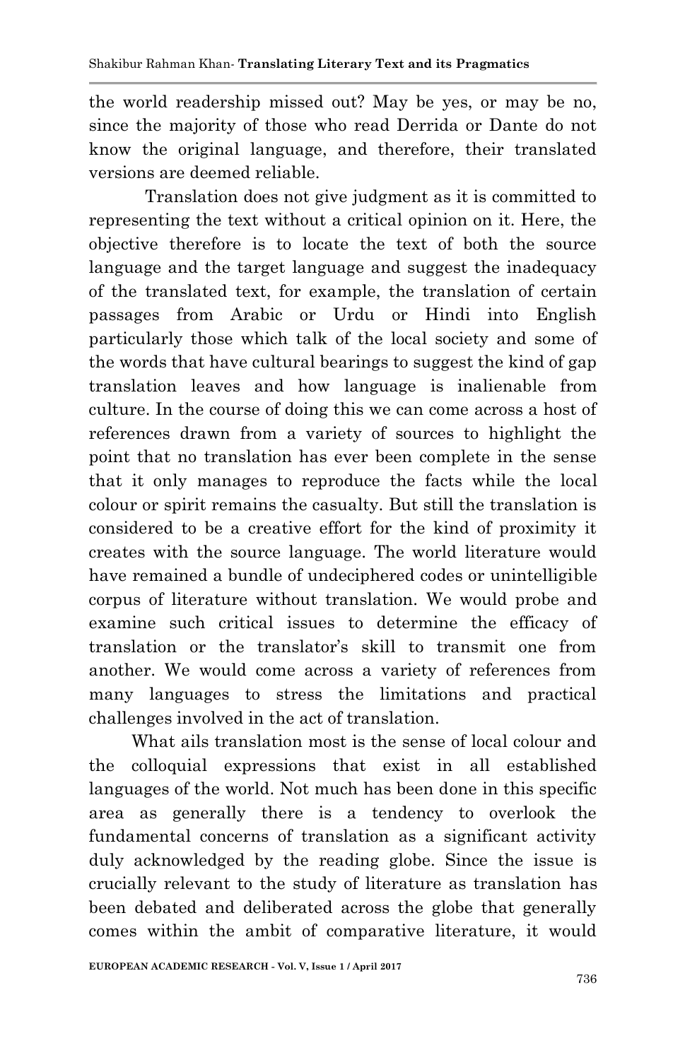the world readership missed out? May be yes, or may be no, since the majority of those who read Derrida or Dante do not know the original language, and therefore, their translated versions are deemed reliable.

Translation does not give judgment as it is committed to representing the text without a critical opinion on it. Here, the objective therefore is to locate the text of both the source language and the target language and suggest the inadequacy of the translated text, for example, the translation of certain passages from Arabic or Urdu or Hindi into English particularly those which talk of the local society and some of the words that have cultural bearings to suggest the kind of gap translation leaves and how language is inalienable from culture. In the course of doing this we can come across a host of references drawn from a variety of sources to highlight the point that no translation has ever been complete in the sense that it only manages to reproduce the facts while the local colour or spirit remains the casualty. But still the translation is considered to be a creative effort for the kind of proximity it creates with the source language. The world literature would have remained a bundle of undeciphered codes or unintelligible corpus of literature without translation. We would probe and examine such critical issues to determine the efficacy of translation or the translator's skill to transmit one from another. We would come across a variety of references from many languages to stress the limitations and practical challenges involved in the act of translation.

What ails translation most is the sense of local colour and the colloquial expressions that exist in all established languages of the world. Not much has been done in this specific area as generally there is a tendency to overlook the fundamental concerns of translation as a significant activity duly acknowledged by the reading globe. Since the issue is crucially relevant to the study of literature as translation has been debated and deliberated across the globe that generally comes within the ambit of comparative literature, it would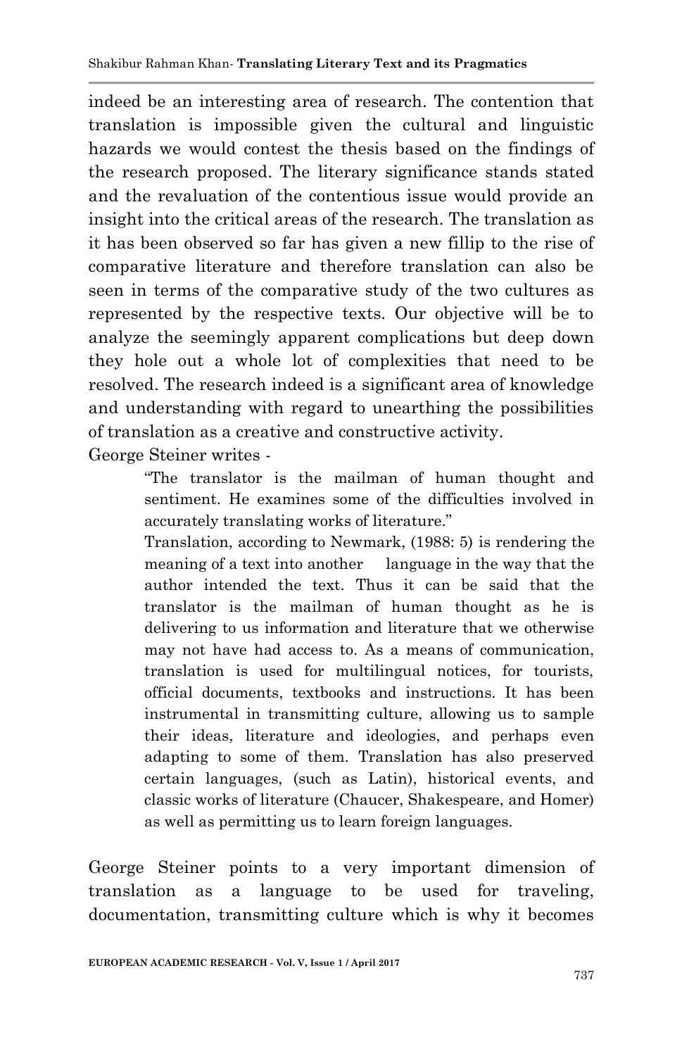indeed be an interesting area of research. The contention that translation is impossible given the cultural and linguistic hazards we would contest the thesis based on the findings of the research proposed. The literary significance stands stated and the revaluation of the contentious issue would provide an insight into the critical areas of the research. The translation as it has been observed so far has given a new fillip to the rise of comparative literature and therefore translation can also be seen in terms of the comparative study of the two cultures as represented by the respective texts. Our objective will be to analyze the seemingly apparent complications but deep down they hole out a whole lot of complexities that need to be resolved. The research indeed is a significant area of knowledge and understanding with regard to unearthing the possibilities of translation as a creative and constructive activity.

George Steiner writes -

> "The translator is the mailman of human thought and sentiment. He examines some of the difficulties involved in accurately translating works of literature."
>
> Translation, according to Newmark, (1988: 5) is rendering the meaning of a text into another language in the way that the author intended the text. Thus it can be said that the translator is the mailman of human thought as he is delivering to us information and literature that we otherwise may not have had access to. As a means of communication, translation is used for multilingual notices, for tourists, official documents, textbooks and instructions. It has been instrumental in transmitting culture, allowing us to sample their ideas, literature and ideologies, and perhaps even adapting to some of them. Translation has also preserved certain languages, (such as Latin), historical events, and classic works of literature (Chaucer, Shakespeare, and Homer) as well as permitting us to learn foreign languages.

George Steiner points to a very important dimension of translation as a language to be used for traveling, documentation, transmitting culture which is why it becomes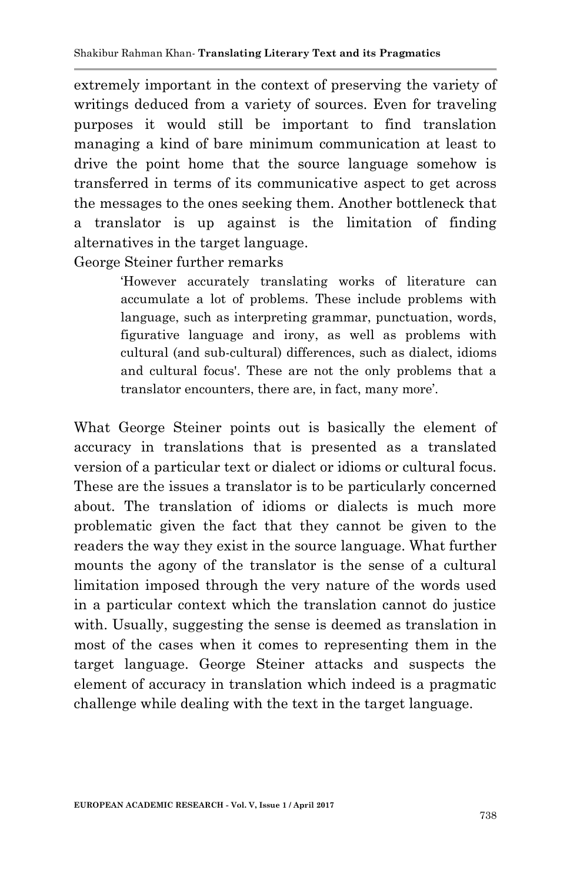extremely important in the context of preserving the variety of writings deduced from a variety of sources. Even for traveling purposes it would still be important to find translation managing a kind of bare minimum communication at least to drive the point home that the source language somehow is transferred in terms of its communicative aspect to get across the messages to the ones seeking them. Another bottleneck that a translator is up against is the limitation of finding alternatives in the target language.

George Steiner further remarks

> 'However accurately translating works of literature can accumulate a lot of problems. These include problems with language, such as interpreting grammar, punctuation, words, figurative language and irony, as well as problems with cultural (and sub-cultural) differences, such as dialect, idioms and cultural focus'. These are not the only problems that a translator encounters, there are, in fact, many more'.

What George Steiner points out is basically the element of accuracy in translations that is presented as a translated version of a particular text or dialect or idioms or cultural focus. These are the issues a translator is to be particularly concerned about. The translation of idioms or dialects is much more problematic given the fact that they cannot be given to the readers the way they exist in the source language. What further mounts the agony of the translator is the sense of a cultural limitation imposed through the very nature of the words used in a particular context which the translation cannot do justice with. Usually, suggesting the sense is deemed as translation in most of the cases when it comes to representing them in the target language. George Steiner attacks and suspects the element of accuracy in translation which indeed is a pragmatic challenge while dealing with the text in the target language.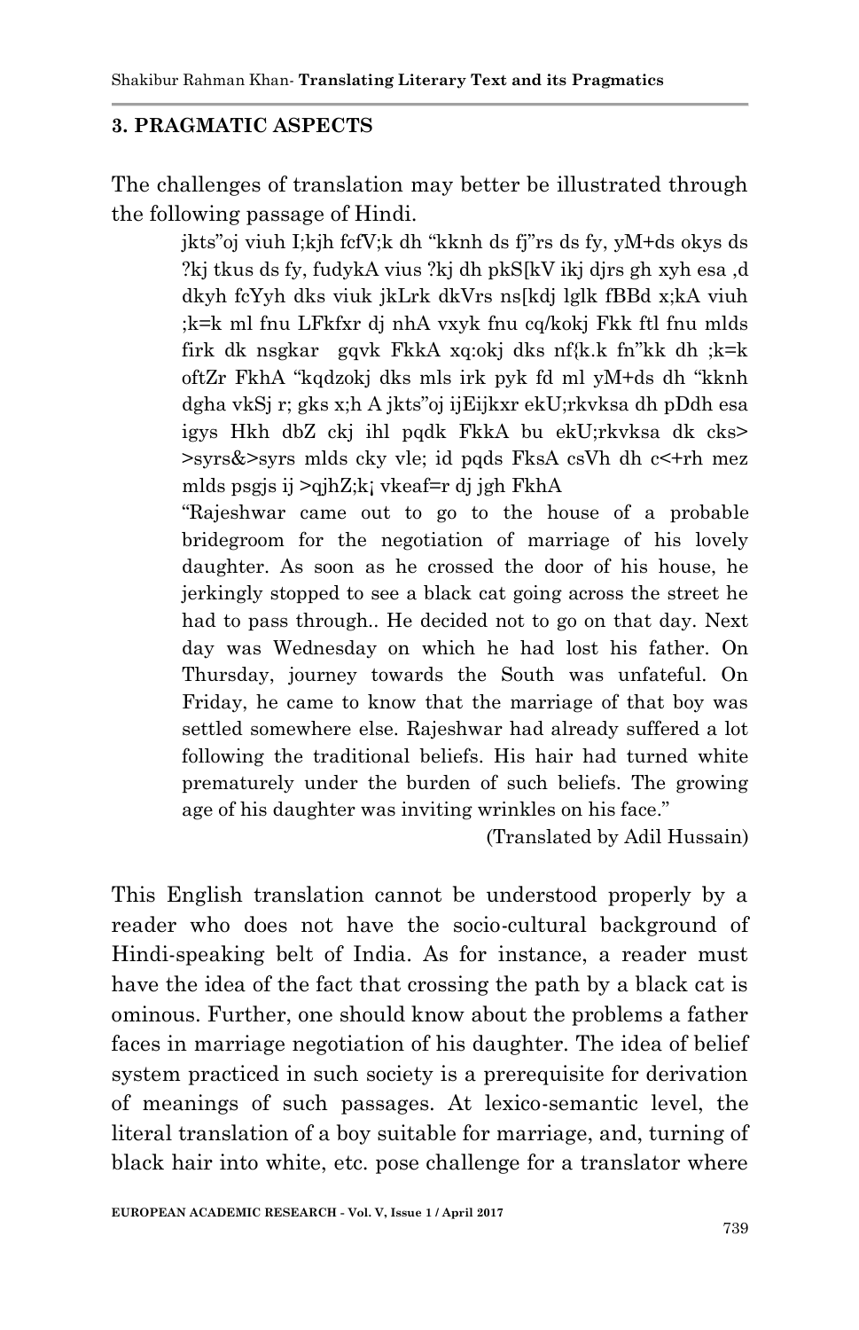### 3. PRAGMATIC ASPECTS

The challenges of translation may better be illustrated through the following passage of Hindi.

> jkts"oj viuh I;kjh fcfV;k dh "kknh ds fj"rs ds fy, yM+ds okys ds ?kj tkus ds fy, fudykA vius ?kj dh pkS[kV ikj djrs gh xyh esa ,d dkyh fcYyh dks viuk jkLrk dkVrs ns[kdj lglk fBBd x;kA viuh ;k=k ml fnu LFkfxr dj nhA vxyk fnu cq/kokj Fkk ftl fnu mlds firk dk nsgkar gqvk FkkA xq:okj dks nf{k.k fn"kk dh ;k=k oftZr FkhA "kqdzokj dks mls irk pyk fd ml yM+ds dh "kknh dgha vkSj r; gks x;h A jkts"oj ijEijkxr ekU;rkvksa dh pDdh esa igys Hkh dbZ ckj ihl pqdk FkkA bu ekU;rkvksa dk cks> >syrs&>syrs mlds cky vle; id pqds FksA csVh dh c<+rh mez mlds psgjs ij >qjhZ;k¡ vkeaf=r dj jgh FkhA
>
> "Rajeshwar came out to go to the house of a probable bridegroom for the negotiation of marriage of his lovely daughter. As soon as he crossed the door of his house, he jerkingly stopped to see a black cat going across the street he had to pass through.. He decided not to go on that day. Next day was Wednesday on which he had lost his father. On Thursday, journey towards the South was unfateful. On Friday, he came to know that the marriage of that boy was settled somewhere else. Rajeshwar had already suffered a lot following the traditional beliefs. His hair had turned white prematurely under the burden of such beliefs. The growing age of his daughter was inviting wrinkles on his face."
>
> (Translated by Adil Hussain)

This English translation cannot be understood properly by a reader who does not have the socio-cultural background of Hindi-speaking belt of India. As for instance, a reader must have the idea of the fact that crossing the path by a black cat is ominous. Further, one should know about the problems a father faces in marriage negotiation of his daughter. The idea of belief system practiced in such society is a prerequisite for derivation of meanings of such passages. At lexico-semantic level, the literal translation of a boy suitable for marriage, and, turning of black hair into white, etc. pose challenge for a translator where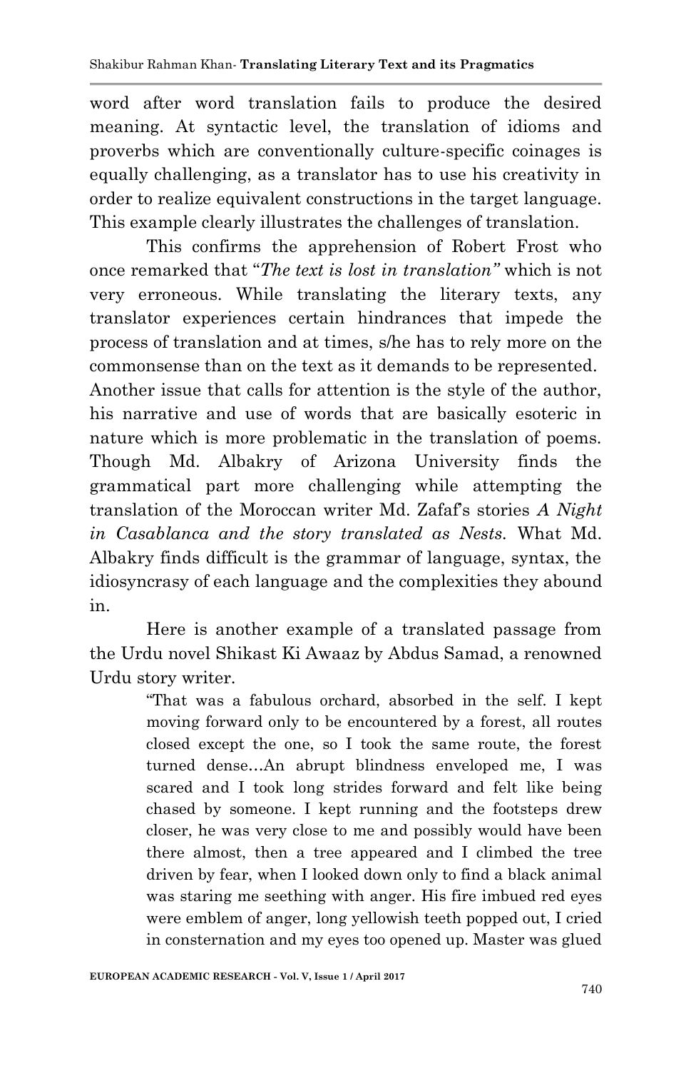word after word translation fails to produce the desired meaning. At syntactic level, the translation of idioms and proverbs which are conventionally culture-specific coinages is equally challenging, as a translator has to use his creativity in order to realize equivalent constructions in the target language. This example clearly illustrates the challenges of translation.

This confirms the apprehension of Robert Frost who once remarked that "*The text is lost in translation"* which is not very erroneous. While translating the literary texts, any translator experiences certain hindrances that impede the process of translation and at times, s/he has to rely more on the commonsense than on the text as it demands to be represented. Another issue that calls for attention is the style of the author, his narrative and use of words that are basically esoteric in nature which is more problematic in the translation of poems. Though Md. Albakry of Arizona University finds the grammatical part more challenging while attempting the translation of the Moroccan writer Md. Zafaf's stories *A Night in Casablanca and the story translated as Nests.* What Md. Albakry finds difficult is the grammar of language, syntax, the idiosyncrasy of each language and the complexities they abound in.

Here is another example of a translated passage from the Urdu novel Shikast Ki Awaaz by Abdus Samad, a renowned Urdu story writer.

> "That was a fabulous orchard, absorbed in the self. I kept moving forward only to be encountered by a forest, all routes closed except the one, so I took the same route, the forest turned dense…An abrupt blindness enveloped me, I was scared and I took long strides forward and felt like being chased by someone. I kept running and the footsteps drew closer, he was very close to me and possibly would have been there almost, then a tree appeared and I climbed the tree driven by fear, when I looked down only to find a black animal was staring me seething with anger. His fire imbued red eyes were emblem of anger, long yellowish teeth popped out, I cried in consternation and my eyes too opened up. Master was glued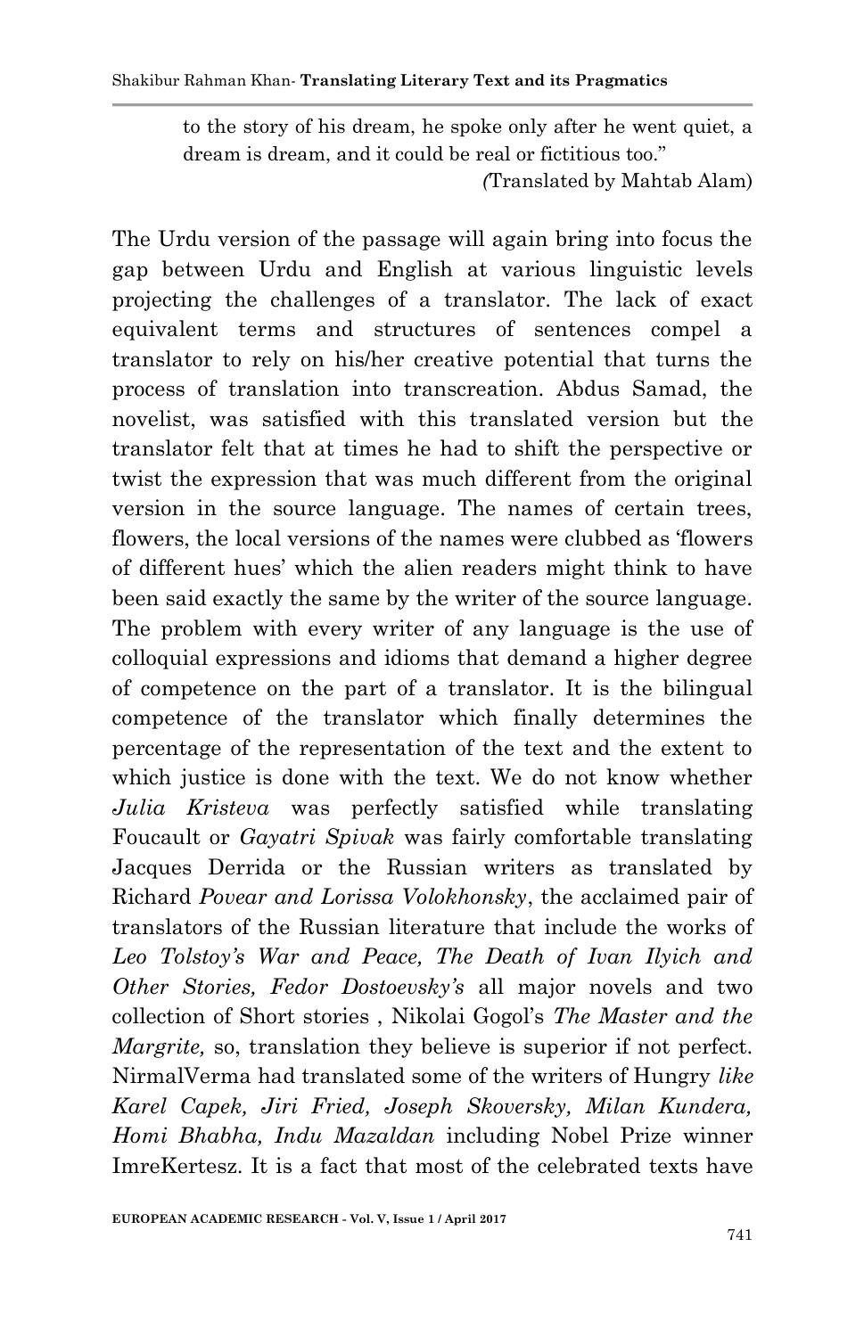to the story of his dream, he spoke only after he went quiet, a dream is dream, and it could be real or fictitious too."

*(*Translated by Mahtab Alam)

The Urdu version of the passage will again bring into focus the gap between Urdu and English at various linguistic levels projecting the challenges of a translator. The lack of exact equivalent terms and structures of sentences compel a translator to rely on his/her creative potential that turns the process of translation into transcreation. Abdus Samad, the novelist, was satisfied with this translated version but the translator felt that at times he had to shift the perspective or twist the expression that was much different from the original version in the source language. The names of certain trees, flowers, the local versions of the names were clubbed as 'flowers of different hues' which the alien readers might think to have been said exactly the same by the writer of the source language. The problem with every writer of any language is the use of colloquial expressions and idioms that demand a higher degree of competence on the part of a translator. It is the bilingual competence of the translator which finally determines the percentage of the representation of the text and the extent to which justice is done with the text. We do not know whether *Julia Kristeva* was perfectly satisfied while translating Foucault or *Gayatri Spivak* was fairly comfortable translating Jacques Derrida or the Russian writers as translated by Richard *Povear and Lorissa Volokhonsky*, the acclaimed pair of translators of the Russian literature that include the works of *Leo Tolstoy's War and Peace, The Death of Ivan Ilyich and Other Stories, Fedor Dostoevsky's* all major novels and two collection of Short stories , Nikolai Gogol's *The Master and the Margrite,* so, translation they believe is superior if not perfect. NirmalVerma had translated some of the writers of Hungry *like Karel Capek, Jiri Fried, Joseph Skoversky, Milan Kundera, Homi Bhabha, Indu Mazaldan* including Nobel Prize winner ImreKertesz. It is a fact that most of the celebrated texts have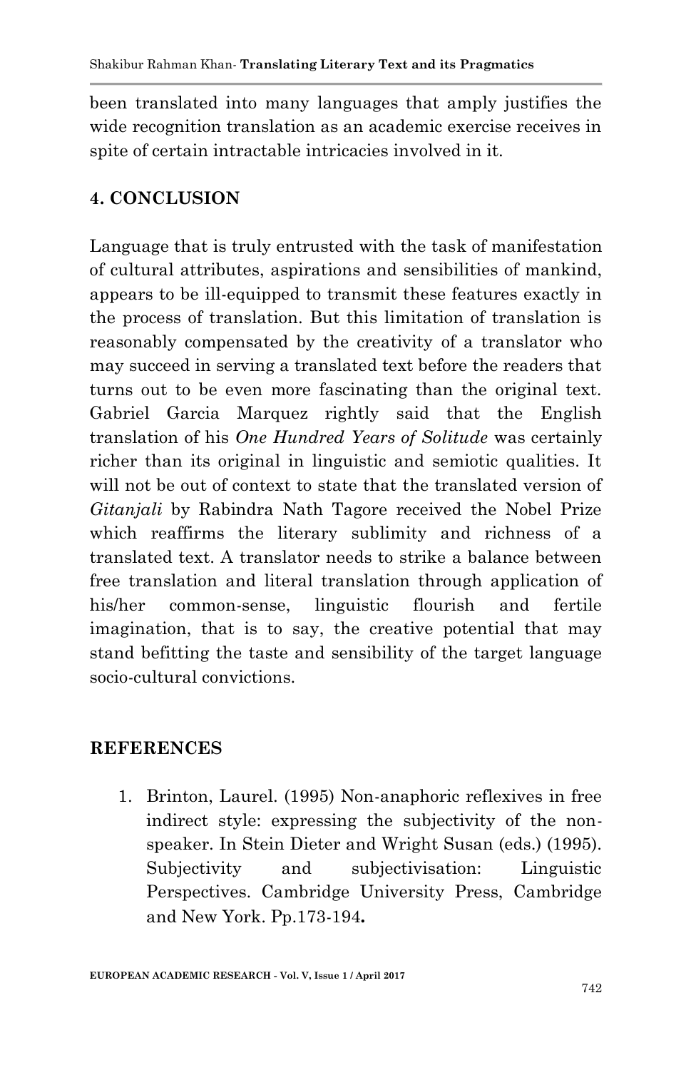been translated into many languages that amply justifies the wide recognition translation as an academic exercise receives in spite of certain intractable intricacies involved in it.

## 4. CONCLUSION

Language that is truly entrusted with the task of manifestation of cultural attributes, aspirations and sensibilities of mankind, appears to be ill-equipped to transmit these features exactly in the process of translation. But this limitation of translation is reasonably compensated by the creativity of a translator who may succeed in serving a translated text before the readers that turns out to be even more fascinating than the original text. Gabriel Garcia Marquez rightly said that the English translation of his *One Hundred Years of Solitude* was certainly richer than its original in linguistic and semiotic qualities. It will not be out of context to state that the translated version of *Gitanjali* by Rabindra Nath Tagore received the Nobel Prize which reaffirms the literary sublimity and richness of a translated text. A translator needs to strike a balance between free translation and literal translation through application of his/her common-sense, linguistic flourish and fertile imagination, that is to say, the creative potential that may stand befitting the taste and sensibility of the target language socio-cultural convictions.

## REFERENCES

1. Brinton, Laurel. (1995) Non-anaphoric reflexives in free indirect style: expressing the subjectivity of the non-speaker. In Stein Dieter and Wright Susan (eds.) (1995). Subjectivity and subjectivisation: Linguistic Perspectives. Cambridge University Press, Cambridge and New York. Pp.173-194**.**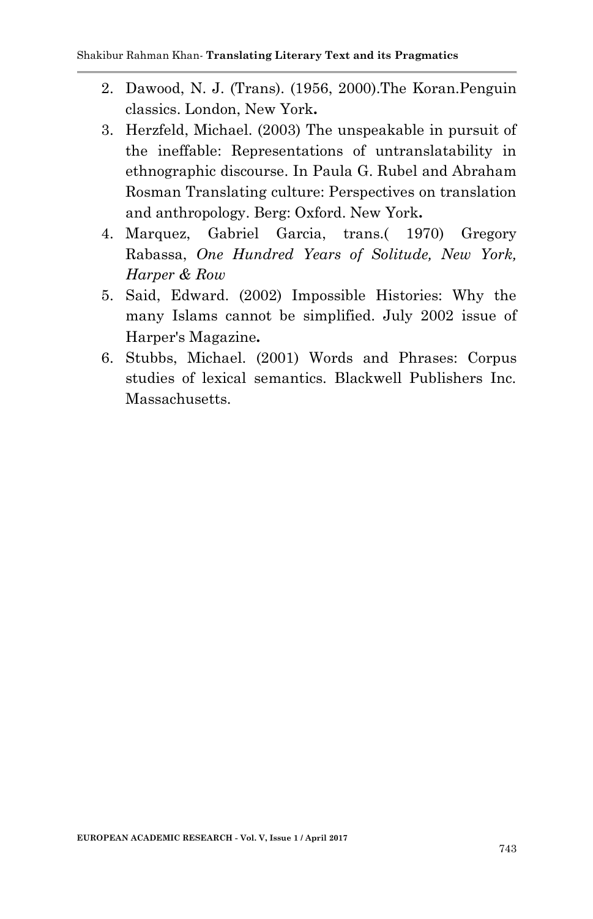2. Dawood, N. J. (Trans). (1956, 2000).The Koran.Penguin classics. London, New York**.**
3. Herzfeld, Michael. (2003) The unspeakable in pursuit of the ineffable: Representations of untranslatability in ethnographic discourse. In Paula G. Rubel and Abraham Rosman Translating culture: Perspectives on translation and anthropology. Berg: Oxford. New York**.**
4. Marquez, Gabriel Garcia, trans.( 1970) Gregory Rabassa, *One Hundred Years of Solitude, New York, Harper & Row*
5. Said, Edward. (2002) Impossible Histories: Why the many Islams cannot be simplified. July 2002 issue of Harper's Magazine**.**
6. Stubbs, Michael. (2001) Words and Phrases: Corpus studies of lexical semantics. Blackwell Publishers Inc. Massachusetts.